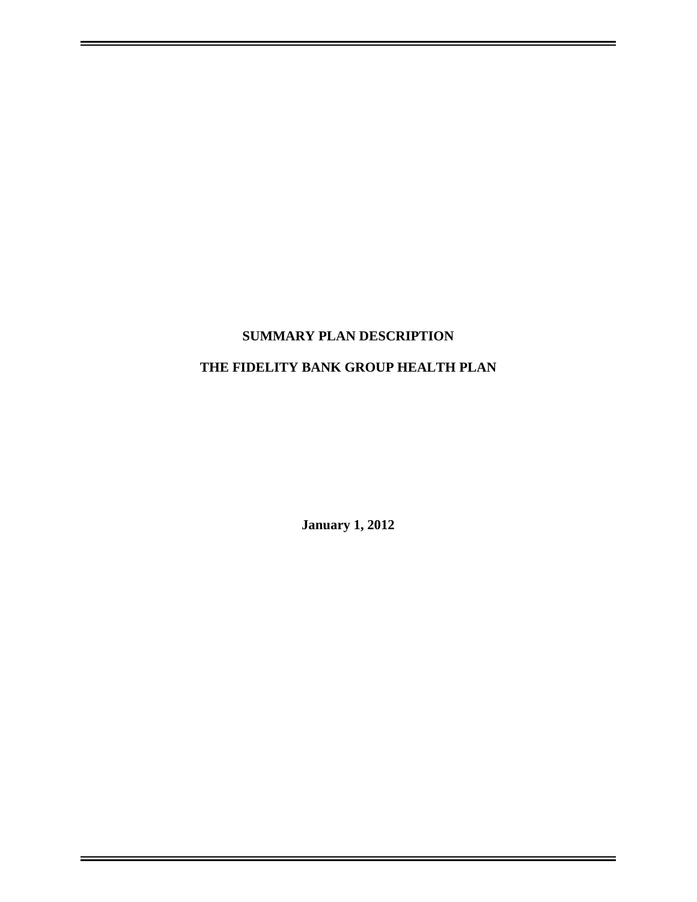# SUMMARY PLAN DESCRIPTION

# THE FIDELITY BANK GROUP HEALTH PLAN

**January 1, 2012**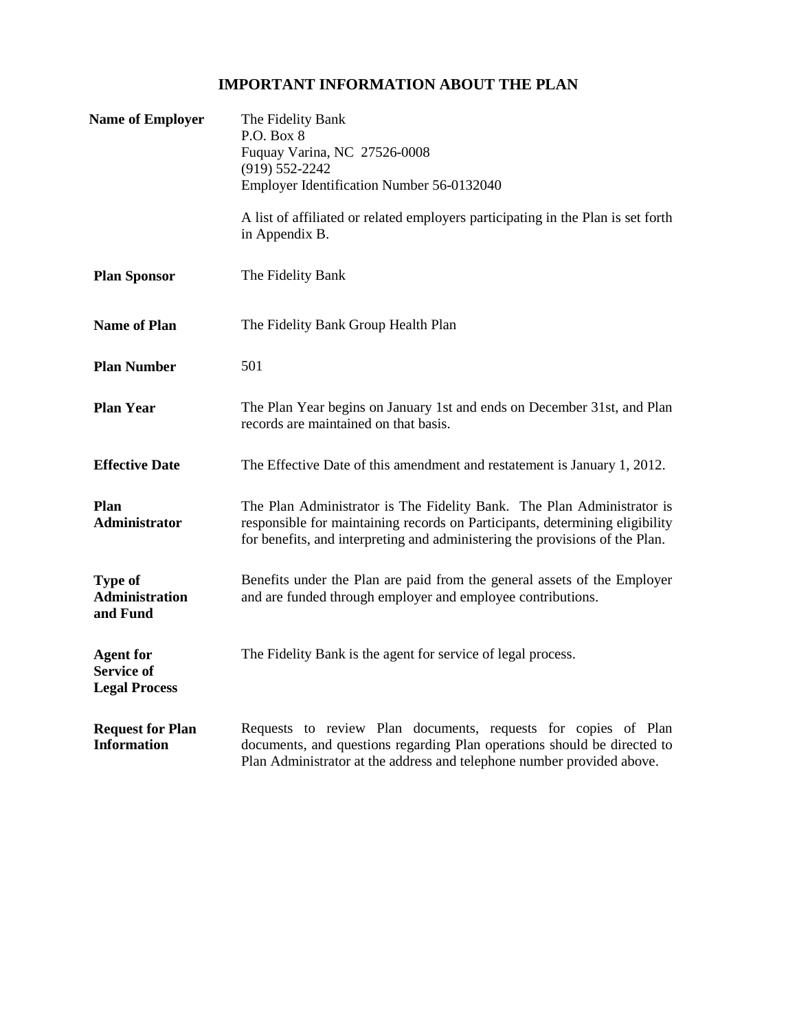# IMPORTANT INFORMATION ABOUT THE PLAN

| | |
|---|---|
| **Name of Employer** | The Fidelity Bank<br>P.O. Box 8<br>Fuquay Varina, NC 27526-0008<br>(919) 552-2242<br>Employer Identification Number 56-0132040<br><br>A list of affiliated or related employers participating in the Plan is set forth in Appendix B. |
| **Plan Sponsor** | The Fidelity Bank |
| **Name of Plan** | The Fidelity Bank Group Health Plan |
| **Plan Number** | 501 |
| **Plan Year** | The Plan Year begins on January 1st and ends on December 31st, and Plan records are maintained on that basis. |
| **Effective Date** | The Effective Date of this amendment and restatement is January 1, 2012. |
| **Plan Administrator** | The Plan Administrator is The Fidelity Bank. The Plan Administrator is responsible for maintaining records on Participants, determining eligibility for benefits, and interpreting and administering the provisions of the Plan. |
| **Type of Administration and Fund** | Benefits under the Plan are paid from the general assets of the Employer and are funded through employer and employee contributions. |
| **Agent for Service of Legal Process** | The Fidelity Bank is the agent for service of legal process. |
| **Request for Plan Information** | Requests to review Plan documents, requests for copies of Plan documents, and questions regarding Plan operations should be directed to Plan Administrator at the address and telephone number provided above. |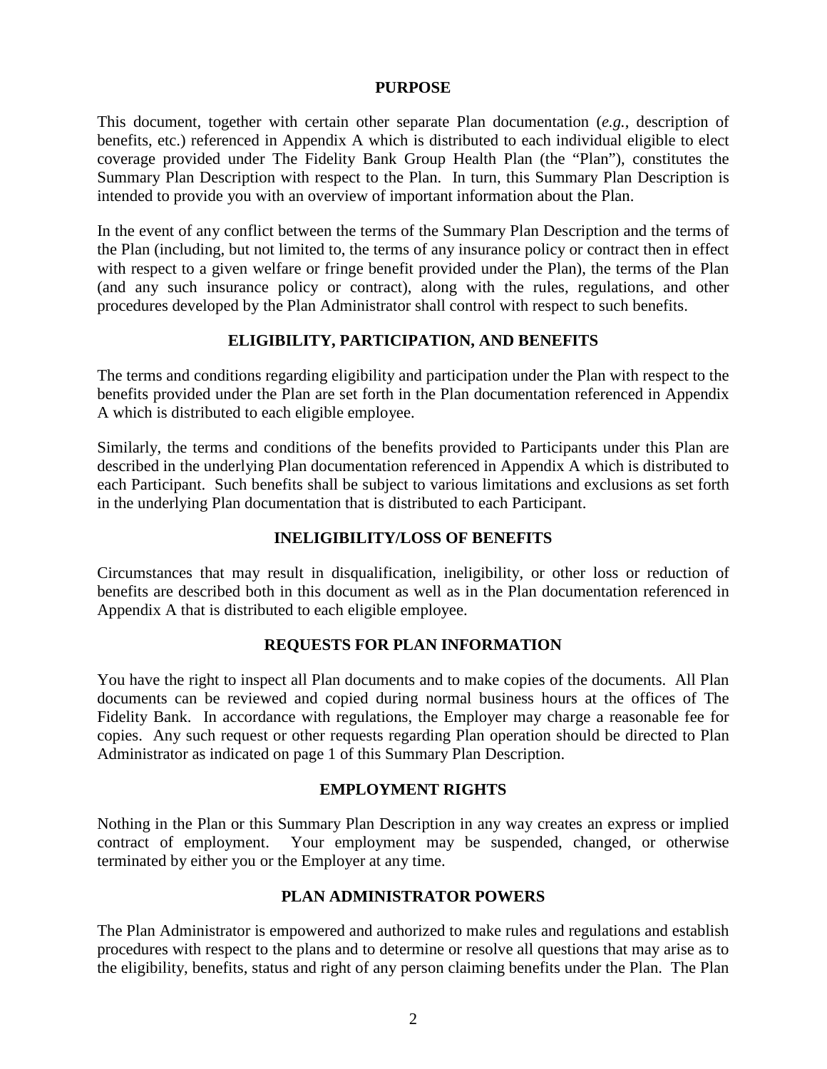## PURPOSE

This document, together with certain other separate Plan documentation (*e.g.*, description of benefits, etc.) referenced in Appendix A which is distributed to each individual eligible to elect coverage provided under The Fidelity Bank Group Health Plan (the "Plan"), constitutes the Summary Plan Description with respect to the Plan. In turn, this Summary Plan Description is intended to provide you with an overview of important information about the Plan.

In the event of any conflict between the terms of the Summary Plan Description and the terms of the Plan (including, but not limited to, the terms of any insurance policy or contract then in effect with respect to a given welfare or fringe benefit provided under the Plan), the terms of the Plan (and any such insurance policy or contract), along with the rules, regulations, and other procedures developed by the Plan Administrator shall control with respect to such benefits.

## ELIGIBILITY, PARTICIPATION, AND BENEFITS

The terms and conditions regarding eligibility and participation under the Plan with respect to the benefits provided under the Plan are set forth in the Plan documentation referenced in Appendix A which is distributed to each eligible employee.

Similarly, the terms and conditions of the benefits provided to Participants under this Plan are described in the underlying Plan documentation referenced in Appendix A which is distributed to each Participant. Such benefits shall be subject to various limitations and exclusions as set forth in the underlying Plan documentation that is distributed to each Participant.

## INELIGIBILITY/LOSS OF BENEFITS

Circumstances that may result in disqualification, ineligibility, or other loss or reduction of benefits are described both in this document as well as in the Plan documentation referenced in Appendix A that is distributed to each eligible employee.

## REQUESTS FOR PLAN INFORMATION

You have the right to inspect all Plan documents and to make copies of the documents. All Plan documents can be reviewed and copied during normal business hours at the offices of The Fidelity Bank. In accordance with regulations, the Employer may charge a reasonable fee for copies. Any such request or other requests regarding Plan operation should be directed to Plan Administrator as indicated on page 1 of this Summary Plan Description.

## EMPLOYMENT RIGHTS

Nothing in the Plan or this Summary Plan Description in any way creates an express or implied contract of employment. Your employment may be suspended, changed, or otherwise terminated by either you or the Employer at any time.

## PLAN ADMINISTRATOR POWERS

The Plan Administrator is empowered and authorized to make rules and regulations and establish procedures with respect to the plans and to determine or resolve all questions that may arise as to the eligibility, benefits, status and right of any person claiming benefits under the Plan. The Plan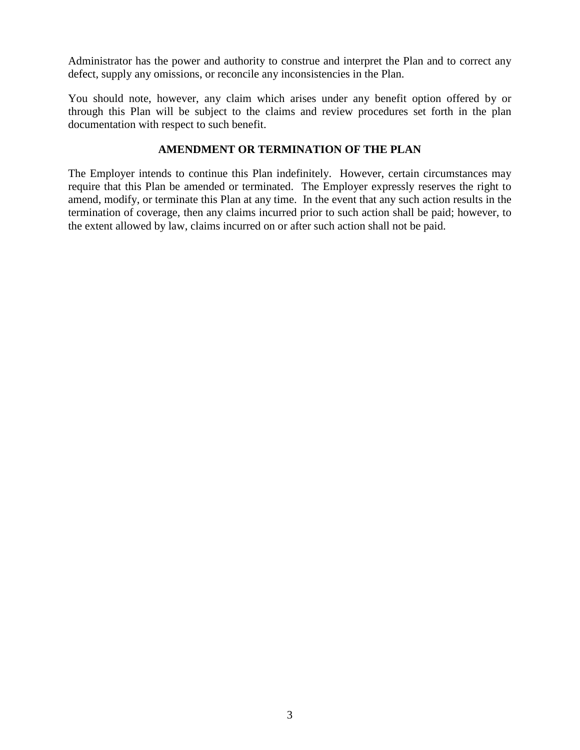Administrator has the power and authority to construe and interpret the Plan and to correct any defect, supply any omissions, or reconcile any inconsistencies in the Plan.

You should note, however, any claim which arises under any benefit option offered by or through this Plan will be subject to the claims and review procedures set forth in the plan documentation with respect to such benefit.

## AMENDMENT OR TERMINATION OF THE PLAN

The Employer intends to continue this Plan indefinitely. However, certain circumstances may require that this Plan be amended or terminated. The Employer expressly reserves the right to amend, modify, or terminate this Plan at any time. In the event that any such action results in the termination of coverage, then any claims incurred prior to such action shall be paid; however, to the extent allowed by law, claims incurred on or after such action shall not be paid.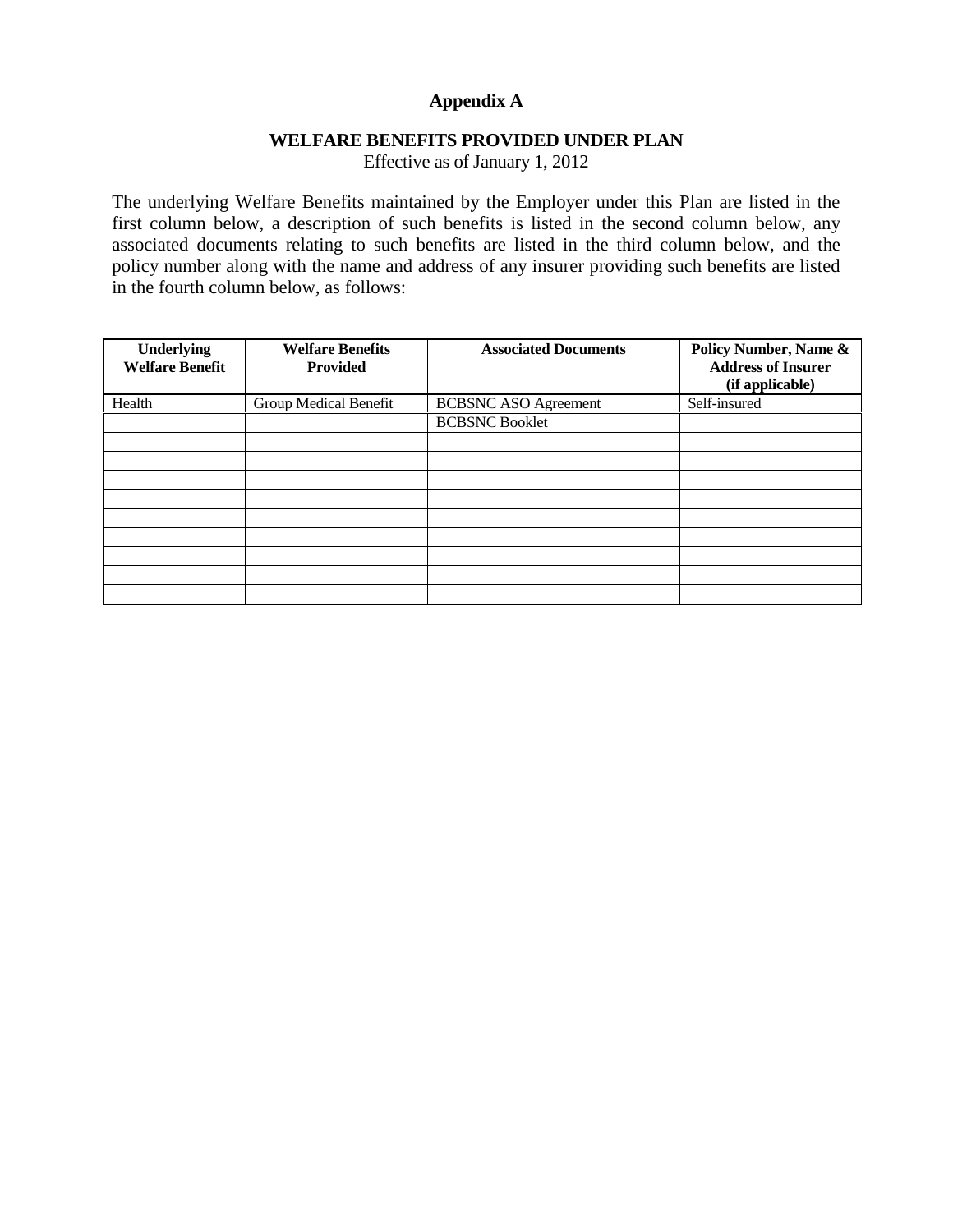# Appendix A

## WELFARE BENEFITS PROVIDED UNDER PLAN

Effective as of January 1, 2012

The underlying Welfare Benefits maintained by the Employer under this Plan are listed in the first column below, a description of such benefits is listed in the second column below, any associated documents relating to such benefits are listed in the third column below, and the policy number along with the name and address of any insurer providing such benefits are listed in the fourth column below, as follows:

| Underlying Welfare Benefit | Welfare Benefits Provided | Associated Documents | Policy Number, Name & Address of Insurer (if applicable) |
|---|---|---|---|
| Health | Group Medical Benefit | BCBSNC ASO Agreement | Self-insured |
| | | BCBSNC Booklet | |
| | | | |
| | | | |
| | | | |
| | | | |
| | | | |
| | | | |
| | | | |
| | | | |
| | | | |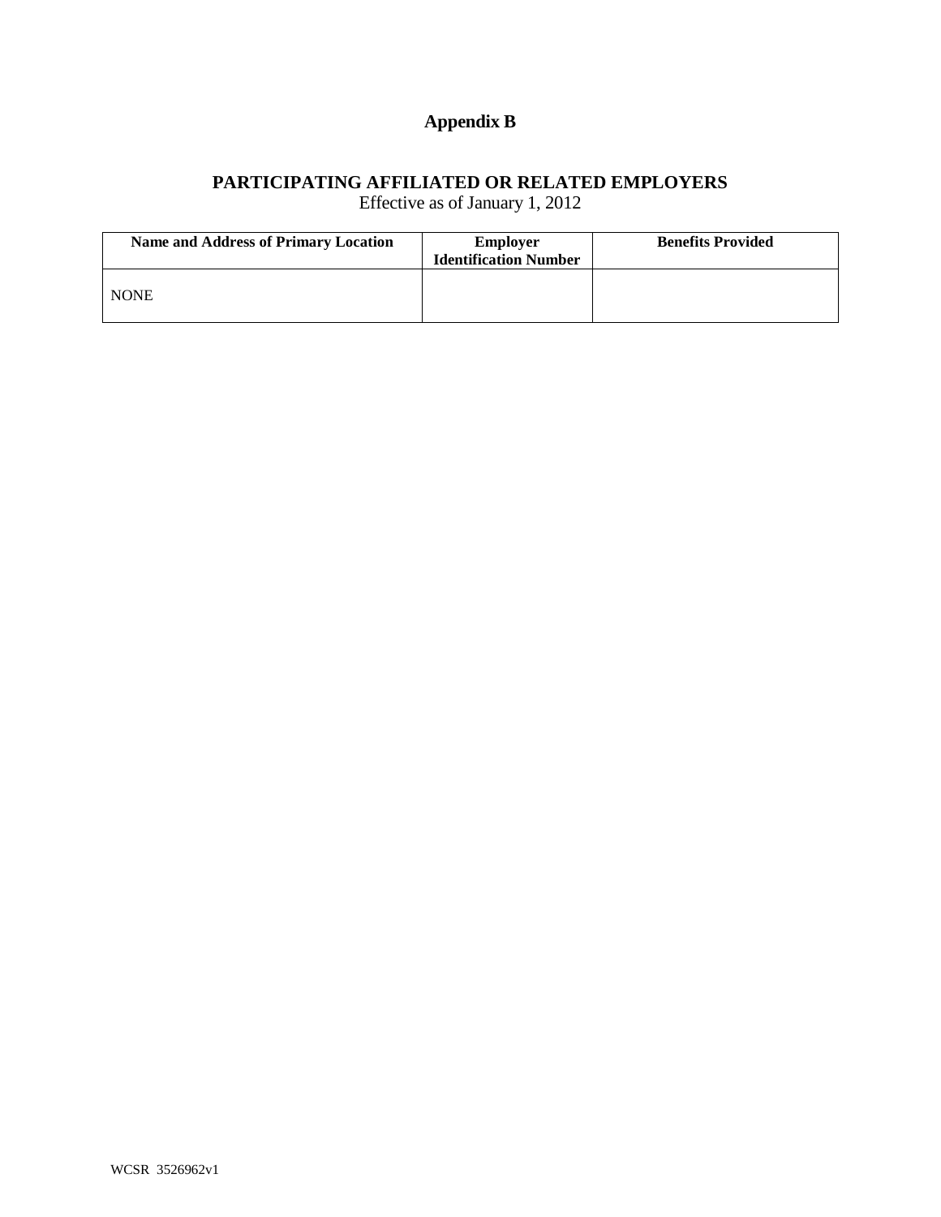# Appendix B

## PARTICIPATING AFFILIATED OR RELATED EMPLOYERS

Effective as of January 1, 2012

| Name and Address of Primary Location | Employer Identification Number | Benefits Provided |
|---|---|---|
| NONE | | |

WCSR 3526962v1